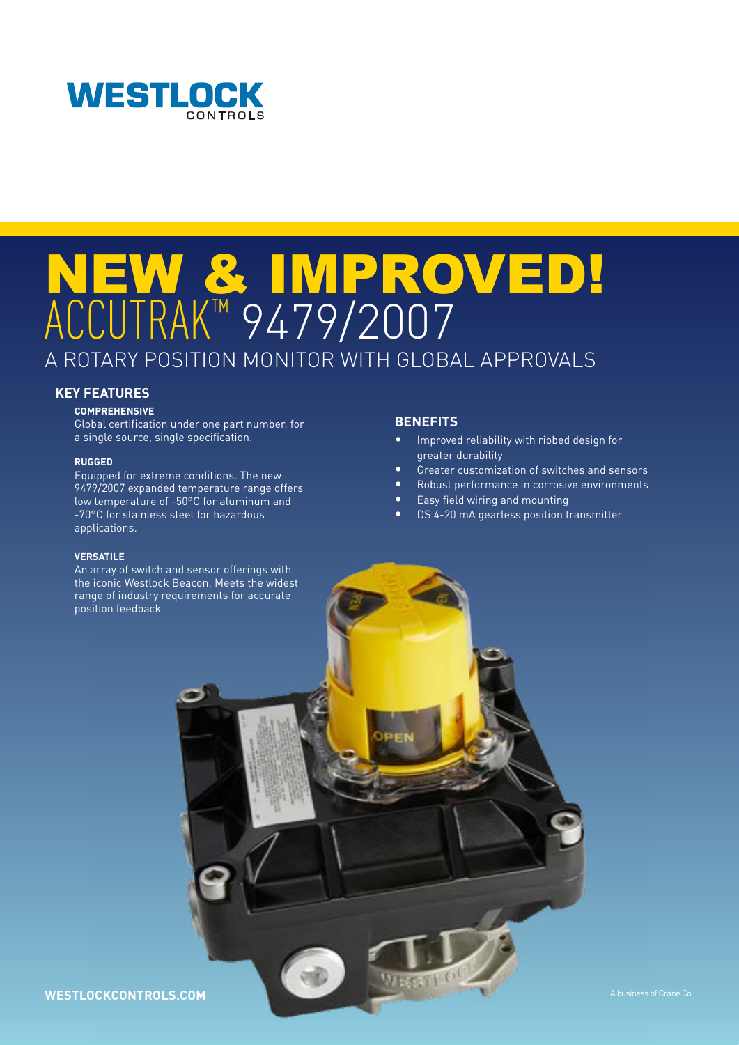WESTLOCK
CONTROLS

# NEW & IMPROVED!
# ACCUTRAK™ 9479/2007
## A ROTARY POSITION MONITOR WITH GLOBAL APPROVALS

### KEY FEATURES

**COMPREHENSIVE**
Global certification under one part number, for a single source, single specification.

**RUGGED**
Equipped for extreme conditions. The new 9479/2007 expanded temperature range offers low temperature of -50°C for aluminum and -70°C for stainless steel for hazardous applications.

**VERSATILE**
An array of switch and sensor offerings with the iconic Westlock Beacon. Meets the widest range of industry requirements for accurate position feedback

### BENEFITS

- Improved reliability with ribbed design for greater durability
- Greater customization of switches and sensors
- Robust performance in corrosive environments
- Easy field wiring and mounting
- DS 4-20 mA gearless position transmitter

**WESTLOCKCONTROLS.COM**

A business of Crane Co.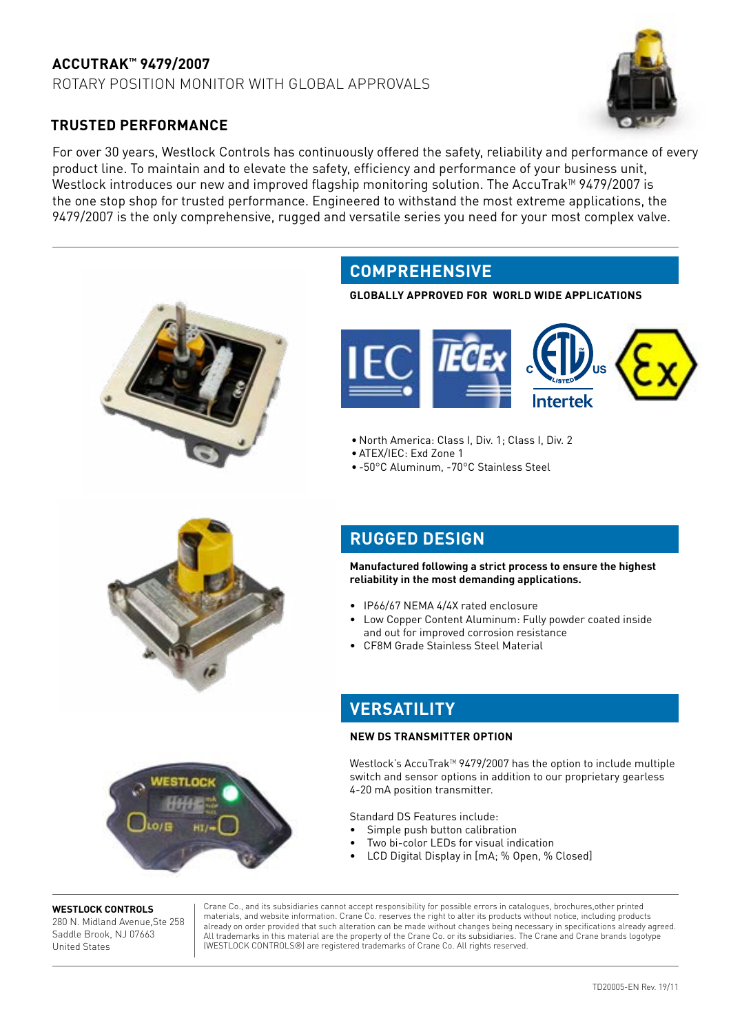# ACCUTRAK™ 9479/2007

ROTARY POSITION MONITOR WITH GLOBAL APPROVALS

## TRUSTED PERFORMANCE

For over 30 years, Westlock Controls has continuously offered the safety, reliability and performance of every product line. To maintain and to elevate the safety, efficiency and performance of your business unit, Westlock introduces our new and improved flagship monitoring solution. The AccuTrak™ 9479/2007 is the one stop shop for trusted performance. Engineered to withstand the most extreme applications, the 9479/2007 is the only comprehensive, rugged and versatile series you need for your most complex valve.

## COMPREHENSIVE

**GLOBALLY APPROVED FOR WORLD WIDE APPLICATIONS**

- North America: Class I, Div. 1; Class I, Div. 2
- ATEX/IEC: Exd Zone 1
- -50°C Aluminum, -70°C Stainless Steel

## RUGGED DESIGN

**Manufactured following a strict process to ensure the highest reliability in the most demanding applications.**

- IP66/67 NEMA 4/4X rated enclosure
- Low Copper Content Aluminum: Fully powder coated inside and out for improved corrosion resistance
- CF8M Grade Stainless Steel Material

## VERSATILITY

**NEW DS TRANSMITTER OPTION**

Westlock's AccuTrak™ 9479/2007 has the option to include multiple switch and sensor options in addition to our proprietary gearless 4-20 mA position transmitter.

Standard DS Features include:

- Simple push button calibration
- Two bi-color LEDs for visual indication
- LCD Digital Display in [mA; % Open, % Closed]

**WESTLOCK CONTROLS**
280 N. Midland Avenue,Ste 258
Saddle Brook, NJ 07663
United States

Crane Co., and its subsidiaries cannot accept responsibility for possible errors in catalogues, brochures,other printed materials, and website information. Crane Co. reserves the right to alter its products without notice, including products already on order provided that such alteration can be made without changes being necessary in specifications already agreed. All trademarks in this material are the property of the Crane Co. or its subsidiaries. The Crane and Crane brands logotype (WESTLOCK CONTROLS®) are registered trademarks of Crane Co. All rights reserved.

TD20005-EN Rev. 19/11